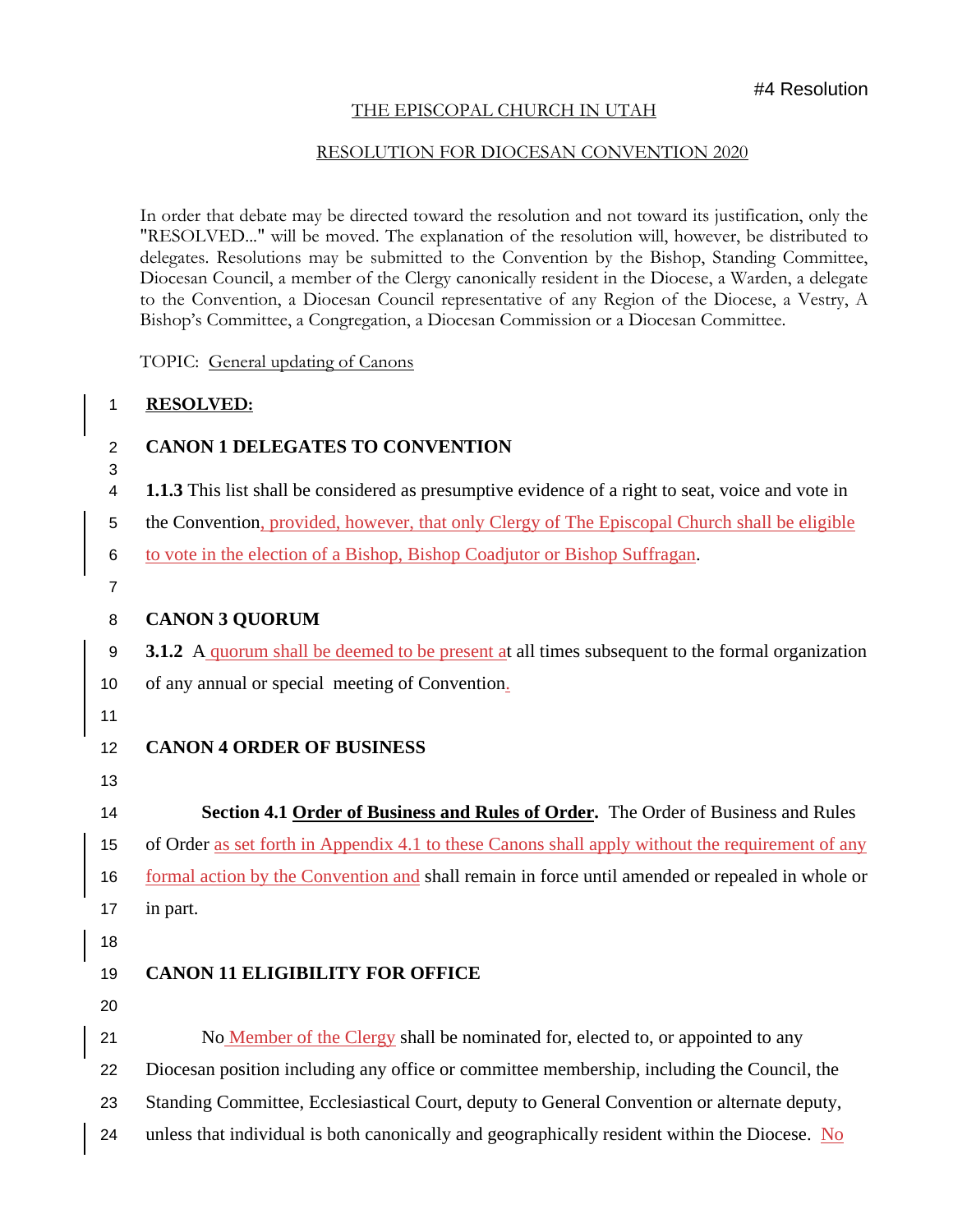#4 Resolution

THE EPISCOPAL CHURCH IN UTAH

RESOLUTION FOR DIOCESAN CONVENTION 2020

In order that debate may be directed toward the resolution and not toward its justification, only the "RESOLVED..." will be moved. The explanation of the resolution will, however, be distributed to delegates. Resolutions may be submitted to the Convention by the Bishop, Standing Committee, Diocesan Council, a member of the Clergy canonically resident in the Diocese, a Warden, a delegate to the Convention, a Diocesan Council representative of any Region of the Diocese, a Vestry, A Bishop's Committee, a Congregation, a Diocesan Commission or a Diocesan Committee.

TOPIC: General updating of Canons

**RESOLVED:**

**CANON 1 DELEGATES TO CONVENTION**

**1.1.3** This list shall be considered as presumptive evidence of a right to seat, voice and vote in the Convention, provided, however, that only Clergy of The Episcopal Church shall be eligible to vote in the election of a Bishop, Bishop Coadjutor or Bishop Suffragan.

**CANON 3 QUORUM**

**3.1.2** A quorum shall be deemed to be present at all times subsequent to the formal organization of any annual or special meeting of Convention.

**CANON 4 ORDER OF BUSINESS**

**Section 4.1 Order of Business and Rules of Order.** The Order of Business and Rules of Order as set forth in Appendix 4.1 to these Canons shall apply without the requirement of any formal action by the Convention and shall remain in force until amended or repealed in whole or in part.

**CANON 11 ELIGIBILITY FOR OFFICE**

No Member of the Clergy shall be nominated for, elected to, or appointed to any Diocesan position including any office or committee membership, including the Council, the Standing Committee, Ecclesiastical Court, deputy to General Convention or alternate deputy, unless that individual is both canonically and geographically resident within the Diocese. No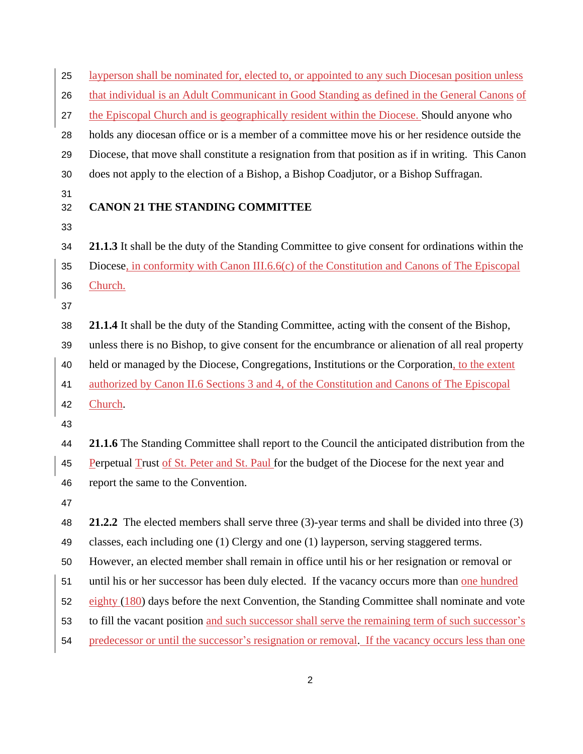layperson shall be nominated for, elected to, or appointed to any such Diocesan position unless that individual is an Adult Communicant in Good Standing as defined in the General Canons of the Episcopal Church and is geographically resident within the Diocese. Should anyone who holds any diocesan office or is a member of a committee move his or her residence outside the Diocese, that move shall constitute a resignation from that position as if in writing. This Canon does not apply to the election of a Bishop, a Bishop Coadjutor, or a Bishop Suffragan.

## CANON 21 THE STANDING COMMITTEE

**21.1.3** It shall be the duty of the Standing Committee to give consent for ordinations within the Diocese, in conformity with Canon III.6.6(c) of the Constitution and Canons of The Episcopal Church.

**21.1.4** It shall be the duty of the Standing Committee, acting with the consent of the Bishop, unless there is no Bishop, to give consent for the encumbrance or alienation of all real property held or managed by the Diocese, Congregations, Institutions or the Corporation, to the extent authorized by Canon II.6 Sections 3 and 4, of the Constitution and Canons of The Episcopal Church.

**21.1.6** The Standing Committee shall report to the Council the anticipated distribution from the Perpetual Trust of St. Peter and St. Paul for the budget of the Diocese for the next year and report the same to the Convention.

**21.2.2** The elected members shall serve three (3)-year terms and shall be divided into three (3) classes, each including one (1) Clergy and one (1) layperson, serving staggered terms. However, an elected member shall remain in office until his or her resignation or removal or until his or her successor has been duly elected. If the vacancy occurs more than one hundred eighty (180) days before the next Convention, the Standing Committee shall nominate and vote to fill the vacant position and such successor shall serve the remaining term of such successor's predecessor or until the successor's resignation or removal. If the vacancy occurs less than one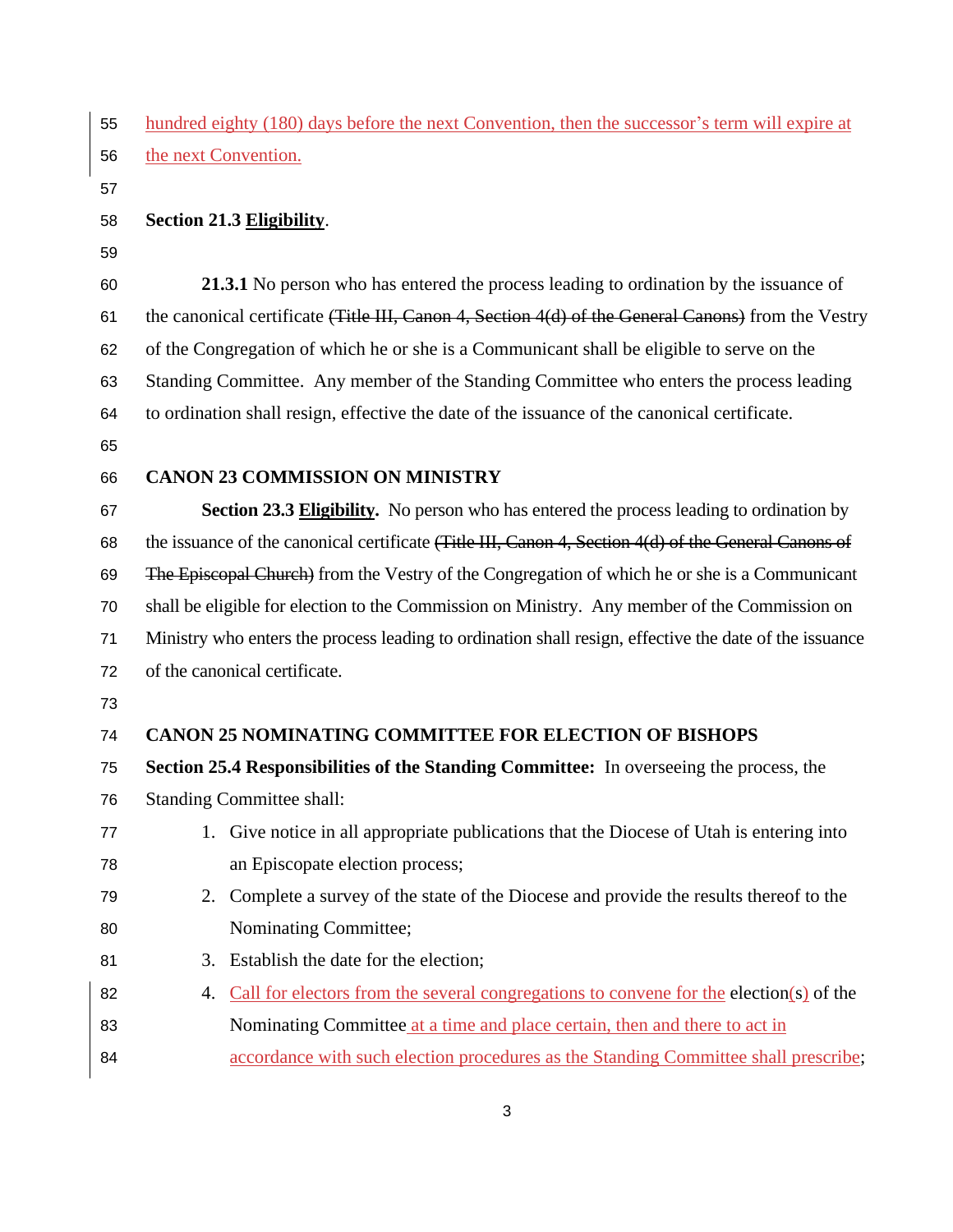hundred eighty (180) days before the next Convention, then the successor's term will expire at the next Convention.

**Section 21.3 Eligibility**.

**21.3.1** No person who has entered the process leading to ordination by the issuance of the canonical certificate ~~(Title III, Canon 4, Section 4(d) of the General Canons)~~ from the Vestry of the Congregation of which he or she is a Communicant shall be eligible to serve on the Standing Committee. Any member of the Standing Committee who enters the process leading to ordination shall resign, effective the date of the issuance of the canonical certificate.

**CANON 23 COMMISSION ON MINISTRY**

**Section 23.3 Eligibility.** No person who has entered the process leading to ordination by the issuance of the canonical certificate ~~(Title III, Canon 4, Section 4(d) of the General Canons of The Episcopal Church)~~ from the Vestry of the Congregation of which he or she is a Communicant shall be eligible for election to the Commission on Ministry. Any member of the Commission on Ministry who enters the process leading to ordination shall resign, effective the date of the issuance of the canonical certificate.

**CANON 25 NOMINATING COMMITTEE FOR ELECTION OF BISHOPS**

**Section 25.4 Responsibilities of the Standing Committee:** In overseeing the process, the Standing Committee shall:

1. Give notice in all appropriate publications that the Diocese of Utah is entering into an Episcopate election process;
2. Complete a survey of the state of the Diocese and provide the results thereof to the Nominating Committee;
3. Establish the date for the election;
4. Call for electors from the several congregations to convene for the election(s) of the Nominating Committee at a time and place certain, then and there to act in accordance with such election procedures as the Standing Committee shall prescribe;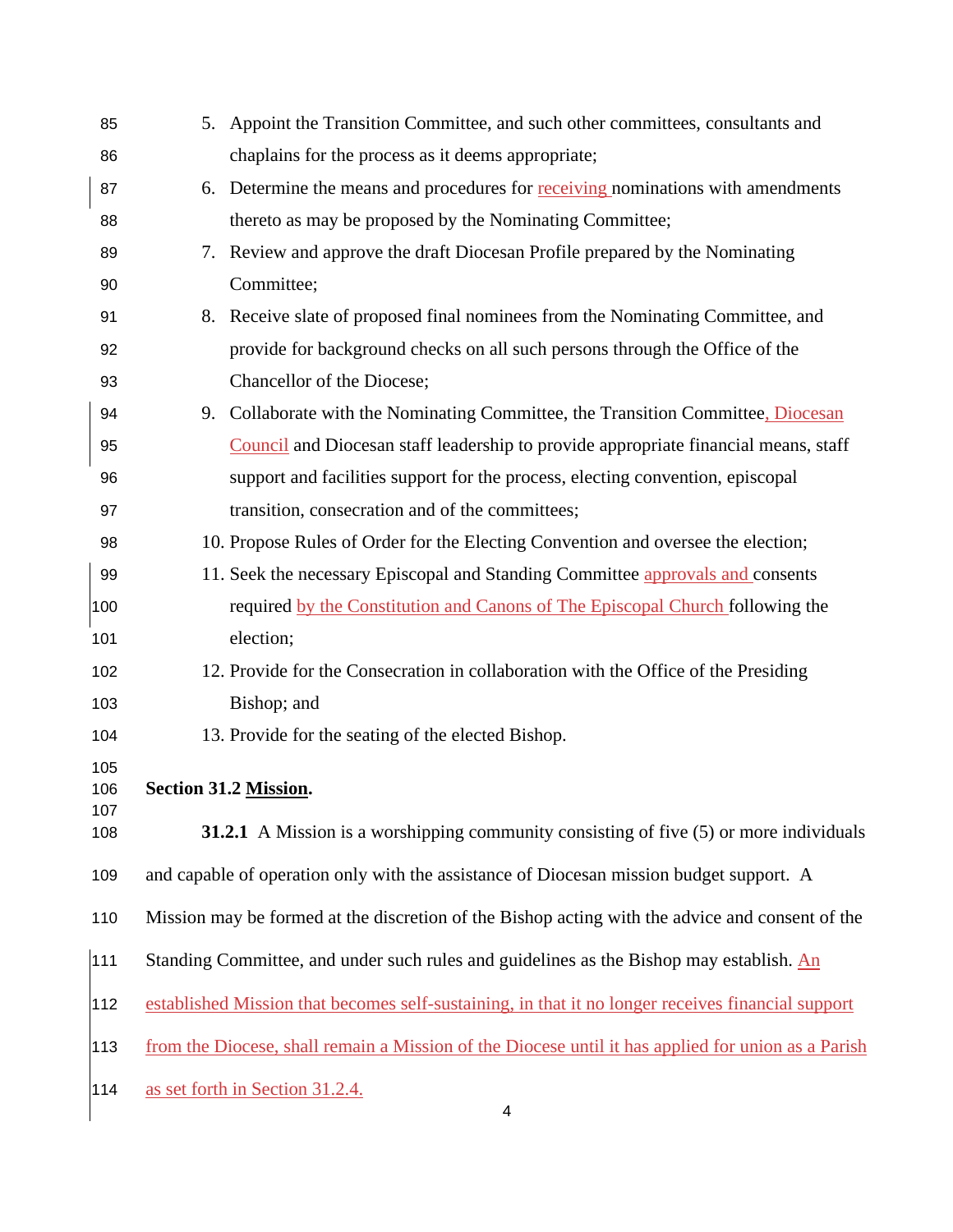5. Appoint the Transition Committee, and such other committees, consultants and chaplains for the process as it deems appropriate;
6. Determine the means and procedures for receiving nominations with amendments thereto as may be proposed by the Nominating Committee;
7. Review and approve the draft Diocesan Profile prepared by the Nominating Committee;
8. Receive slate of proposed final nominees from the Nominating Committee, and provide for background checks on all such persons through the Office of the Chancellor of the Diocese;
9. Collaborate with the Nominating Committee, the Transition Committee, Diocesan Council and Diocesan staff leadership to provide appropriate financial means, staff support and facilities support for the process, electing convention, episcopal transition, consecration and of the committees;
10. Propose Rules of Order for the Electing Convention and oversee the election;
11. Seek the necessary Episcopal and Standing Committee approvals and consents required by the Constitution and Canons of The Episcopal Church following the election;
12. Provide for the Consecration in collaboration with the Office of the Presiding Bishop; and
13. Provide for the seating of the elected Bishop.

**Section 31.2 Mission.**

**31.2.1** A Mission is a worshipping community consisting of five (5) or more individuals and capable of operation only with the assistance of Diocesan mission budget support. A Mission may be formed at the discretion of the Bishop acting with the advice and consent of the Standing Committee, and under such rules and guidelines as the Bishop may establish. An established Mission that becomes self-sustaining, in that it no longer receives financial support from the Diocese, shall remain a Mission of the Diocese until it has applied for union as a Parish as set forth in Section 31.2.4.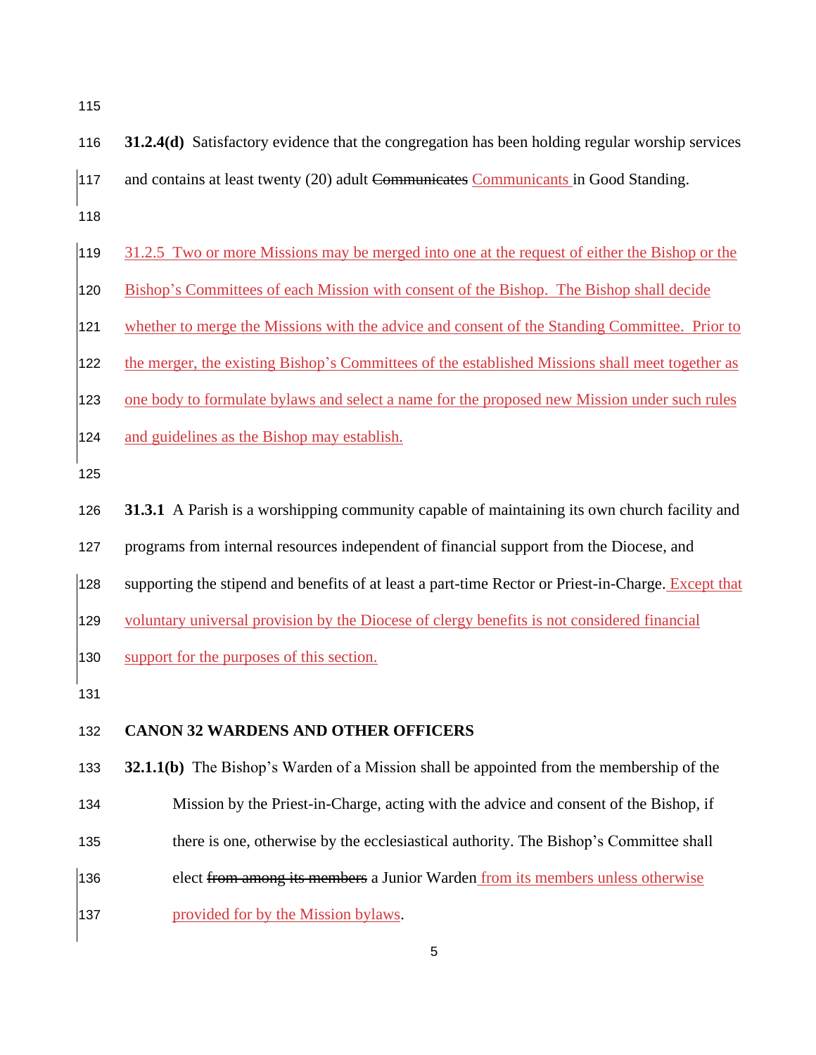**31.2.4(d)** Satisfactory evidence that the congregation has been holding regular worship services and contains at least twenty (20) adult ~~Communicates~~ Communicants in Good Standing.

31.2.5 Two or more Missions may be merged into one at the request of either the Bishop or the Bishop's Committees of each Mission with consent of the Bishop. The Bishop shall decide whether to merge the Missions with the advice and consent of the Standing Committee. Prior to the merger, the existing Bishop's Committees of the established Missions shall meet together as one body to formulate bylaws and select a name for the proposed new Mission under such rules and guidelines as the Bishop may establish.

**31.3.1** A Parish is a worshipping community capable of maintaining its own church facility and programs from internal resources independent of financial support from the Diocese, and supporting the stipend and benefits of at least a part-time Rector or Priest-in-Charge. Except that voluntary universal provision by the Diocese of clergy benefits is not considered financial support for the purposes of this section.

**CANON 32 WARDENS AND OTHER OFFICERS**

**32.1.1(b)** The Bishop's Warden of a Mission shall be appointed from the membership of the Mission by the Priest-in-Charge, acting with the advice and consent of the Bishop, if there is one, otherwise by the ecclesiastical authority. The Bishop's Committee shall elect ~~from among its members~~ a Junior Warden from its members unless otherwise provided for by the Mission bylaws.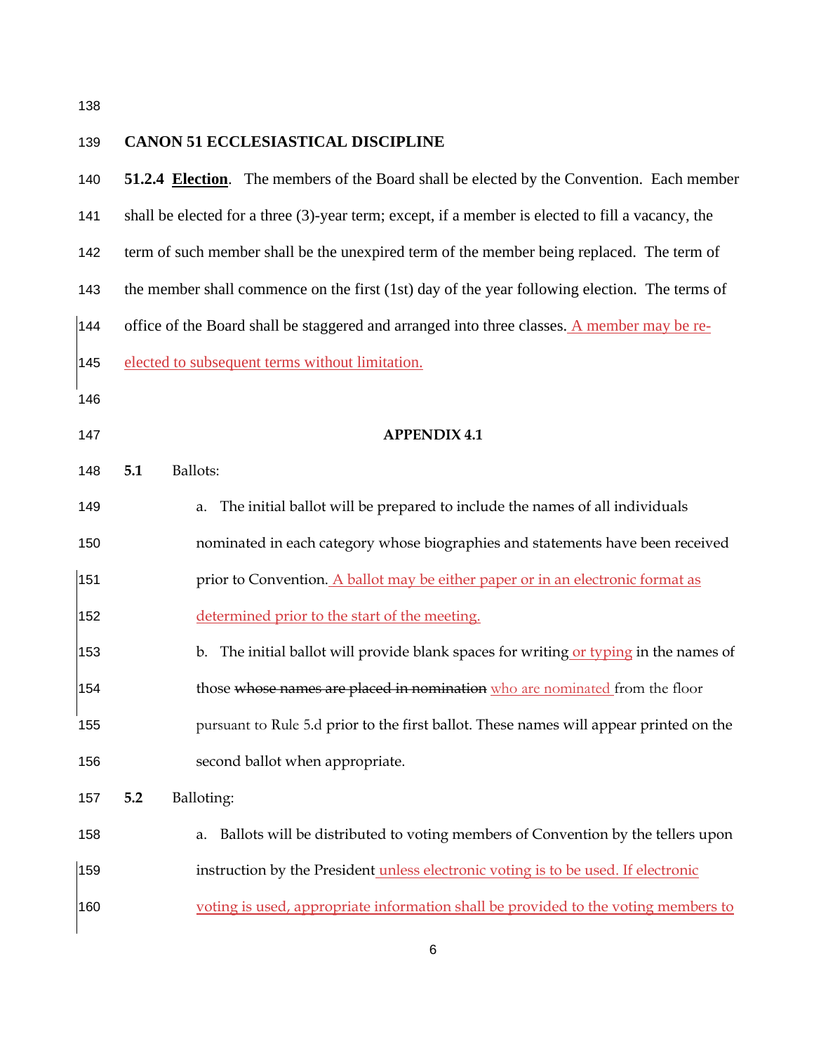**CANON 51 ECCLESIASTICAL DISCIPLINE**

**51.2.4 Election**. The members of the Board shall be elected by the Convention. Each member shall be elected for a three (3)-year term; except, if a member is elected to fill a vacancy, the term of such member shall be the unexpired term of the member being replaced. The term of the member shall commence on the first (1st) day of the year following election. The terms of office of the Board shall be staggered and arranged into three classes. A member may be re-elected to subsequent terms without limitation.

**APPENDIX 4.1**

**5.1** Ballots:

a. The initial ballot will be prepared to include the names of all individuals nominated in each category whose biographies and statements have been received prior to Convention. A ballot may be either paper or in an electronic format as determined prior to the start of the meeting.

b. The initial ballot will provide blank spaces for writing or typing in the names of those ~~whose names are placed in nomination~~ who are nominated from the floor pursuant to Rule 5.d prior to the first ballot. These names will appear printed on the second ballot when appropriate.

**5.2** Balloting:

a. Ballots will be distributed to voting members of Convention by the tellers upon instruction by the President unless electronic voting is to be used. If electronic voting is used, appropriate information shall be provided to the voting members to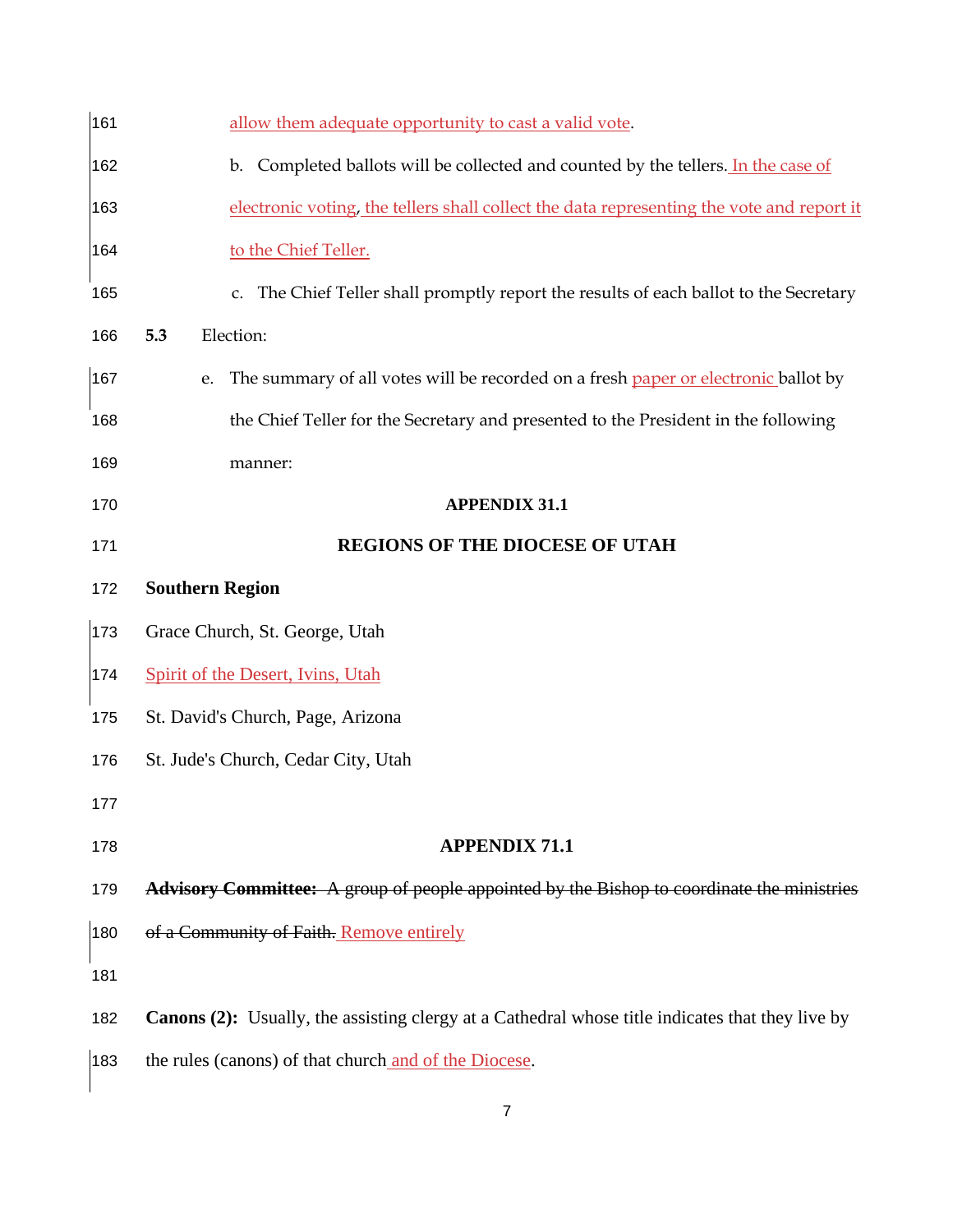allow them adequate opportunity to cast a valid vote.

b. Completed ballots will be collected and counted by the tellers. In the case of electronic voting, the tellers shall collect the data representing the vote and report it to the Chief Teller.

c. The Chief Teller shall promptly report the results of each ballot to the Secretary

**5.3** Election:

e. The summary of all votes will be recorded on a fresh paper or electronic ballot by the Chief Teller for the Secretary and presented to the President in the following manner:

## APPENDIX 31.1

## REGIONS OF THE DIOCESE OF UTAH

**Southern Region**

Grace Church, St. George, Utah

Spirit of the Desert, Ivins, Utah

St. David's Church, Page, Arizona

St. Jude's Church, Cedar City, Utah

## APPENDIX 71.1

~~**Advisory Committee:** A group of people appointed by the Bishop to coordinate the ministries of a Community of Faith.~~ Remove entirely

**Canons (2):** Usually, the assisting clergy at a Cathedral whose title indicates that they live by the rules (canons) of that church and of the Diocese.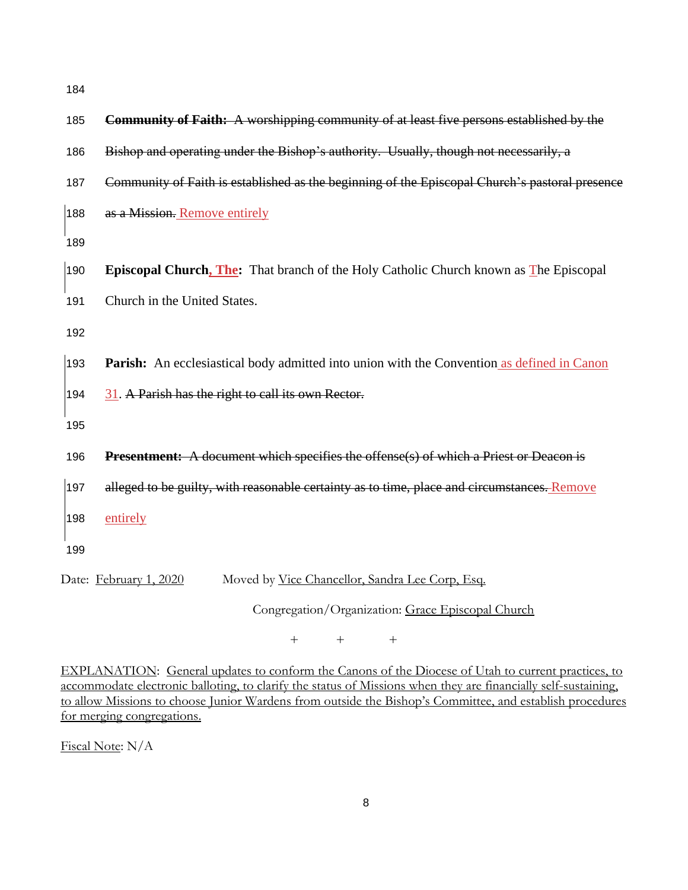~~**Community of Faith:** A worshipping community of at least five persons established by the Bishop and operating under the Bishop's authority. Usually, though not necessarily, a Community of Faith is established as the beginning of the Episcopal Church's pastoral presence as a Mission.~~ Remove entirely

**Episcopal Church, The:** That branch of the Holy Catholic Church known as The Episcopal Church in the United States.

**Parish:** An ecclesiastical body admitted into union with the Convention as defined in Canon 31. ~~A Parish has the right to call its own Rector.~~

~~**Presentment:** A document which specifies the offense(s) of which a Priest or Deacon is alleged to be guilty, with reasonable certainty as to time, place and circumstances.~~ Remove entirely

Date: February 1, 2020 Moved by Vice Chancellor, Sandra Lee Corp, Esq.

Congregation/Organization: Grace Episcopal Church

\+ \+ \+

EXPLANATION: General updates to conform the Canons of the Diocese of Utah to current practices, to accommodate electronic balloting, to clarify the status of Missions when they are financially self-sustaining, to allow Missions to choose Junior Wardens from outside the Bishop's Committee, and establish procedures for merging congregations.

Fiscal Note: N/A